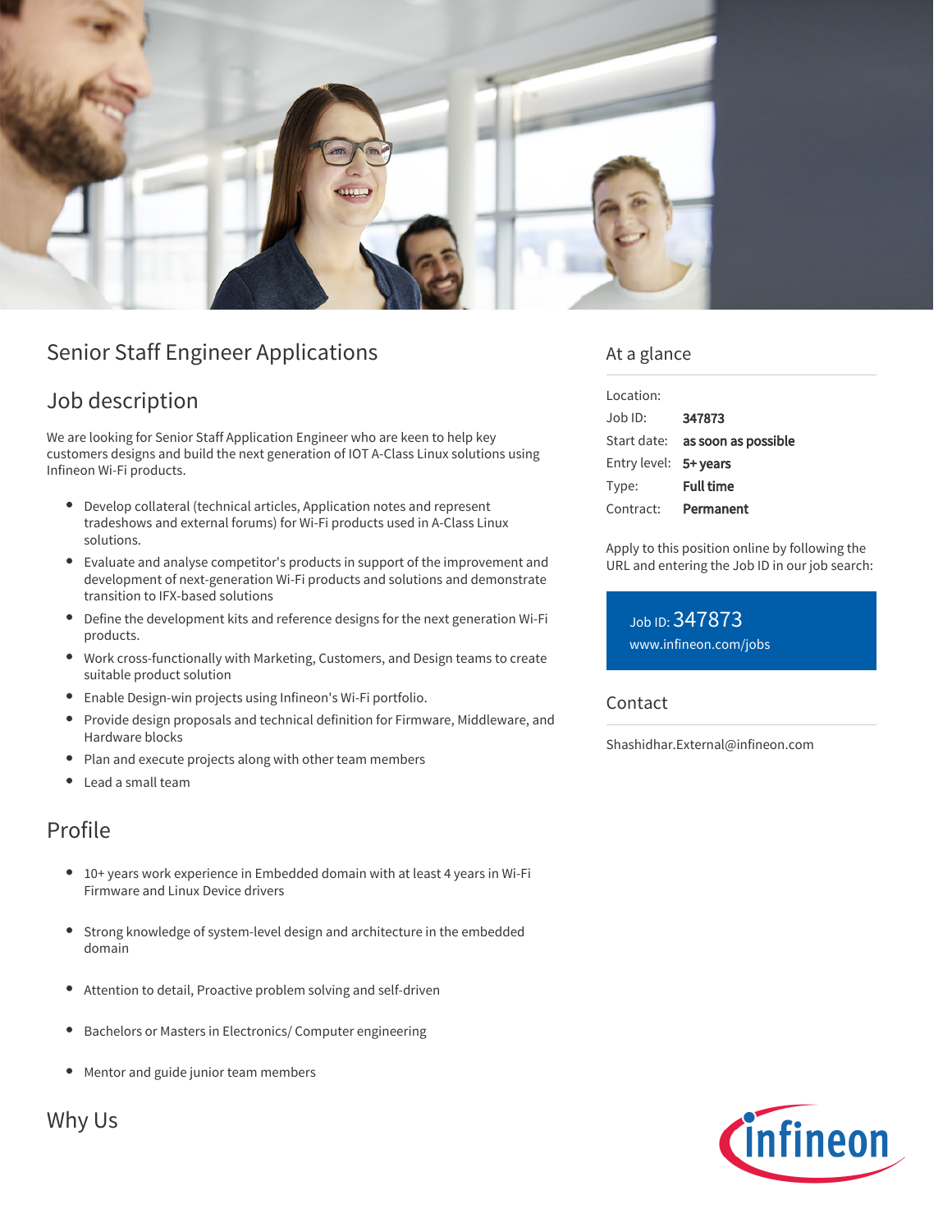# Senior Staff Engineer Applications

## Job description

We are looking for Senior Staff Application Engineer who are keen to help key customers designs and build the next generation of IOT A-Class Linux solutions using Infineon Wi-Fi products.

- Develop collateral (technical articles, Application notes and represent tradeshows and external forums) for Wi-Fi products used in A-Class Linux solutions.
- Evaluate and analyse competitor's products in support of the improvement and development of next-generation Wi-Fi products and solutions and demonstrate transition to IFX-based solutions
- Define the development kits and reference designs for the next generation Wi-Fi products.
- Work cross-functionally with Marketing, Customers, and Design teams to create suitable product solution
- Enable Design-win projects using Infineon's Wi-Fi portfolio.
- Provide design proposals and technical definition for Firmware, Middleware, and Hardware blocks
- Plan and execute projects along with other team members
- Lead a small team

## Profile

- 10+ years work experience in Embedded domain with at least 4 years in Wi-Fi Firmware and Linux Device drivers
- Strong knowledge of system-level design and architecture in the embedded domain
- Attention to detail, Proactive problem solving and self-driven
- Bachelors or Masters in Electronics/ Computer engineering
- Mentor and guide junior team members

## Why Us

## At a glance

| | |
|---|---|
| Location: | |
| Job ID: | **347873** |
| Start date: | **as soon as possible** |
| Entry level: | **5+ years** |
| Type: | **Full time** |
| Contract: | **Permanent** |

Apply to this position online by following the URL and entering the Job ID in our job search:

Job ID: 347873
www.infineon.com/jobs

## Contact

Shashidhar.External@infineon.com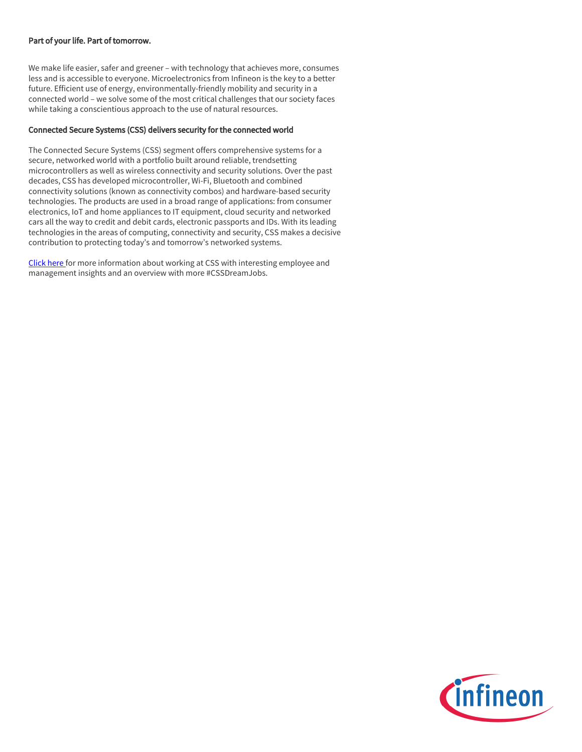**Part of your life. Part of tomorrow.**

We make life easier, safer and greener – with technology that achieves more, consumes less and is accessible to everyone. Microelectronics from Infineon is the key to a better future. Efficient use of energy, environmentally-friendly mobility and security in a connected world – we solve some of the most critical challenges that our society faces while taking a conscientious approach to the use of natural resources.

**Connected Secure Systems (CSS) delivers security for the connected world**

The Connected Secure Systems (CSS) segment offers comprehensive systems for a secure, networked world with a portfolio built around reliable, trendsetting microcontrollers as well as wireless connectivity and security solutions. Over the past decades, CSS has developed microcontroller, Wi-Fi, Bluetooth and combined connectivity solutions (known as connectivity combos) and hardware-based security technologies. The products are used in a broad range of applications: from consumer electronics, IoT and home appliances to IT equipment, cloud security and networked cars all the way to credit and debit cards, electronic passports and IDs. With its leading technologies in the areas of computing, connectivity and security, CSS makes a decisive contribution to protecting today's and tomorrow's networked systems.

Click here for more information about working at CSS with interesting employee and management insights and an overview with more #CSSDreamJobs.